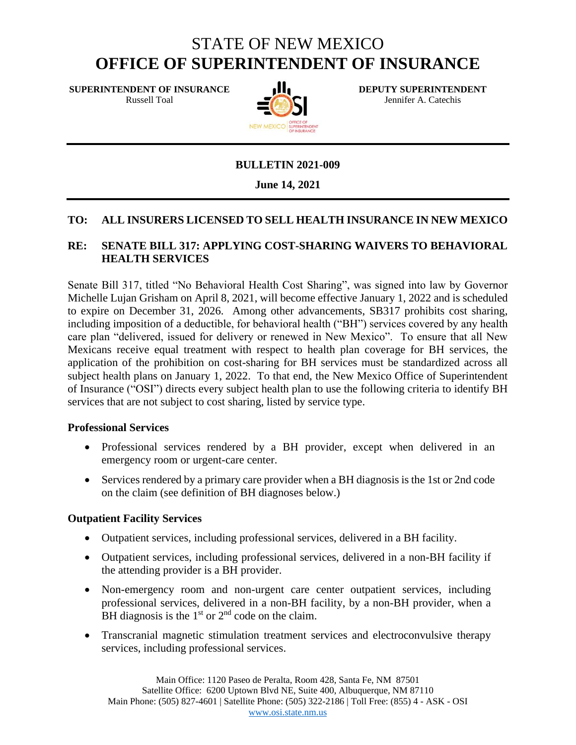# STATE OF NEW MEXICO
# OFFICE OF SUPERINTENDENT OF INSURANCE

**SUPERINTENDENT OF INSURANCE**
Russell Toal

**DEPUTY SUPERINTENDENT**
Jennifer A. Catechis

**BULLETIN 2021-009**

**June 14, 2021**

**TO: ALL INSURERS LICENSED TO SELL HEALTH INSURANCE IN NEW MEXICO**

**RE: SENATE BILL 317: APPLYING COST-SHARING WAIVERS TO BEHAVIORAL HEALTH SERVICES**

Senate Bill 317, titled "No Behavioral Health Cost Sharing", was signed into law by Governor Michelle Lujan Grisham on April 8, 2021, will become effective January 1, 2022 and is scheduled to expire on December 31, 2026. Among other advancements, SB317 prohibits cost sharing, including imposition of a deductible, for behavioral health ("BH") services covered by any health care plan "delivered, issued for delivery or renewed in New Mexico". To ensure that all New Mexicans receive equal treatment with respect to health plan coverage for BH services, the application of the prohibition on cost-sharing for BH services must be standardized across all subject health plans on January 1, 2022. To that end, the New Mexico Office of Superintendent of Insurance ("OSI") directs every subject health plan to use the following criteria to identify BH services that are not subject to cost sharing, listed by service type.

**Professional Services**

- Professional services rendered by a BH provider, except when delivered in an emergency room or urgent-care center.
- Services rendered by a primary care provider when a BH diagnosis is the 1st or 2nd code on the claim (see definition of BH diagnoses below.)

**Outpatient Facility Services**

- Outpatient services, including professional services, delivered in a BH facility.
- Outpatient services, including professional services, delivered in a non-BH facility if the attending provider is a BH provider.
- Non-emergency room and non-urgent care center outpatient services, including professional services, delivered in a non-BH facility, by a non-BH provider, when a BH diagnosis is the 1st or 2nd code on the claim.
- Transcranial magnetic stimulation treatment services and electroconvulsive therapy services, including professional services.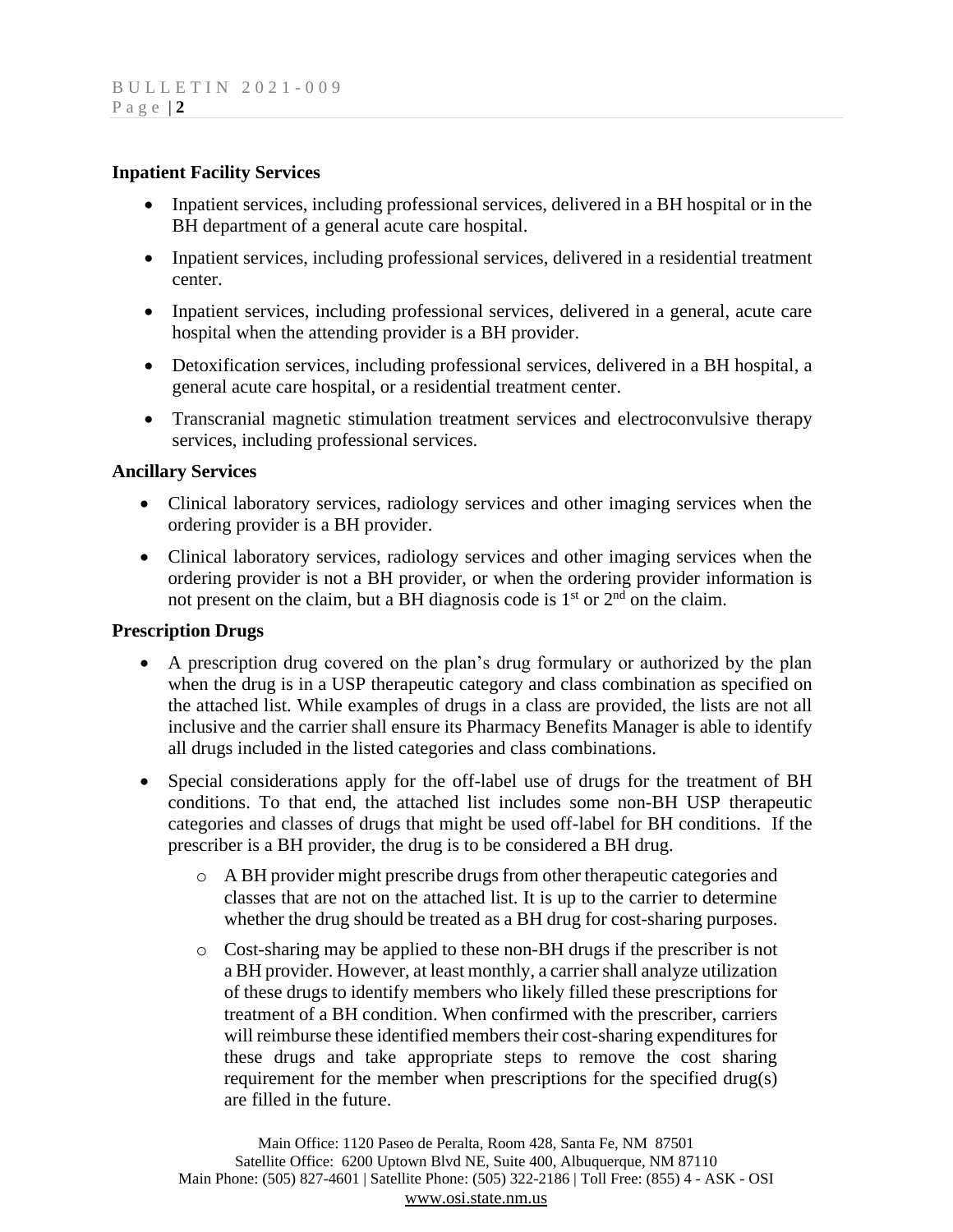**Inpatient Facility Services**

- Inpatient services, including professional services, delivered in a BH hospital or in the BH department of a general acute care hospital.
- Inpatient services, including professional services, delivered in a residential treatment center.
- Inpatient services, including professional services, delivered in a general, acute care hospital when the attending provider is a BH provider.
- Detoxification services, including professional services, delivered in a BH hospital, a general acute care hospital, or a residential treatment center.
- Transcranial magnetic stimulation treatment services and electroconvulsive therapy services, including professional services.

**Ancillary Services**

- Clinical laboratory services, radiology services and other imaging services when the ordering provider is a BH provider.
- Clinical laboratory services, radiology services and other imaging services when the ordering provider is not a BH provider, or when the ordering provider information is not present on the claim, but a BH diagnosis code is 1st or 2nd on the claim.

**Prescription Drugs**

- A prescription drug covered on the plan's drug formulary or authorized by the plan when the drug is in a USP therapeutic category and class combination as specified on the attached list. While examples of drugs in a class are provided, the lists are not all inclusive and the carrier shall ensure its Pharmacy Benefits Manager is able to identify all drugs included in the listed categories and class combinations.
- Special considerations apply for the off-label use of drugs for the treatment of BH conditions. To that end, the attached list includes some non-BH USP therapeutic categories and classes of drugs that might be used off-label for BH conditions. If the prescriber is a BH provider, the drug is to be considered a BH drug.
  - A BH provider might prescribe drugs from other therapeutic categories and classes that are not on the attached list. It is up to the carrier to determine whether the drug should be treated as a BH drug for cost-sharing purposes.
  - Cost-sharing may be applied to these non-BH drugs if the prescriber is not a BH provider. However, at least monthly, a carrier shall analyze utilization of these drugs to identify members who likely filled these prescriptions for treatment of a BH condition. When confirmed with the prescriber, carriers will reimburse these identified members their cost-sharing expenditures for these drugs and take appropriate steps to remove the cost sharing requirement for the member when prescriptions for the specified drug(s) are filled in the future.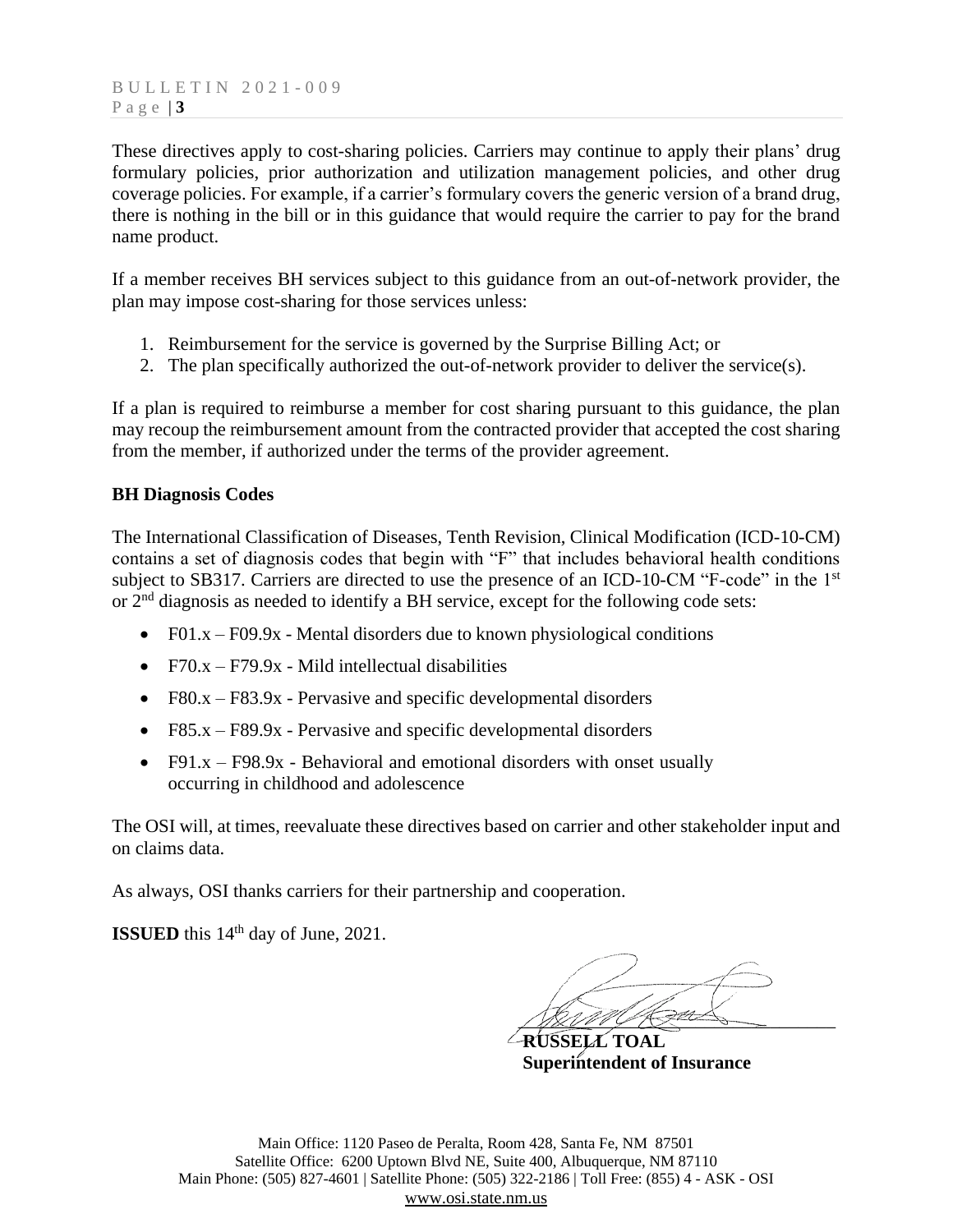These directives apply to cost-sharing policies. Carriers may continue to apply their plans' drug formulary policies, prior authorization and utilization management policies, and other drug coverage policies. For example, if a carrier's formulary covers the generic version of a brand drug, there is nothing in the bill or in this guidance that would require the carrier to pay for the brand name product.

If a member receives BH services subject to this guidance from an out-of-network provider, the plan may impose cost-sharing for those services unless:

1. Reimbursement for the service is governed by the Surprise Billing Act; or
2. The plan specifically authorized the out-of-network provider to deliver the service(s).

If a plan is required to reimburse a member for cost sharing pursuant to this guidance, the plan may recoup the reimbursement amount from the contracted provider that accepted the cost sharing from the member, if authorized under the terms of the provider agreement.

**BH Diagnosis Codes**

The International Classification of Diseases, Tenth Revision, Clinical Modification (ICD-10-CM) contains a set of diagnosis codes that begin with "F" that includes behavioral health conditions subject to SB317. Carriers are directed to use the presence of an ICD-10-CM "F-code" in the 1st or 2nd diagnosis as needed to identify a BH service, except for the following code sets:

- F01.x – F09.9x - Mental disorders due to known physiological conditions
- F70.x – F79.9x - Mild intellectual disabilities
- F80.x – F83.9x - Pervasive and specific developmental disorders
- F85.x – F89.9x - Pervasive and specific developmental disorders
- F91.x – F98.9x - Behavioral and emotional disorders with onset usually occurring in childhood and adolescence

The OSI will, at times, reevaluate these directives based on carrier and other stakeholder input and on claims data.

As always, OSI thanks carriers for their partnership and cooperation.

**ISSUED** this 14th day of June, 2021.

**RUSSELL TOAL**
**Superintendent of Insurance**

Main Office: 1120 Paseo de Peralta, Room 428, Santa Fe, NM 87501
Satellite Office: 6200 Uptown Blvd NE, Suite 400, Albuquerque, NM 87110
Main Phone: (505) 827-4601 | Satellite Phone: (505) 322-2186 | Toll Free: (855) 4 - ASK - OSI
www.osi.state.nm.us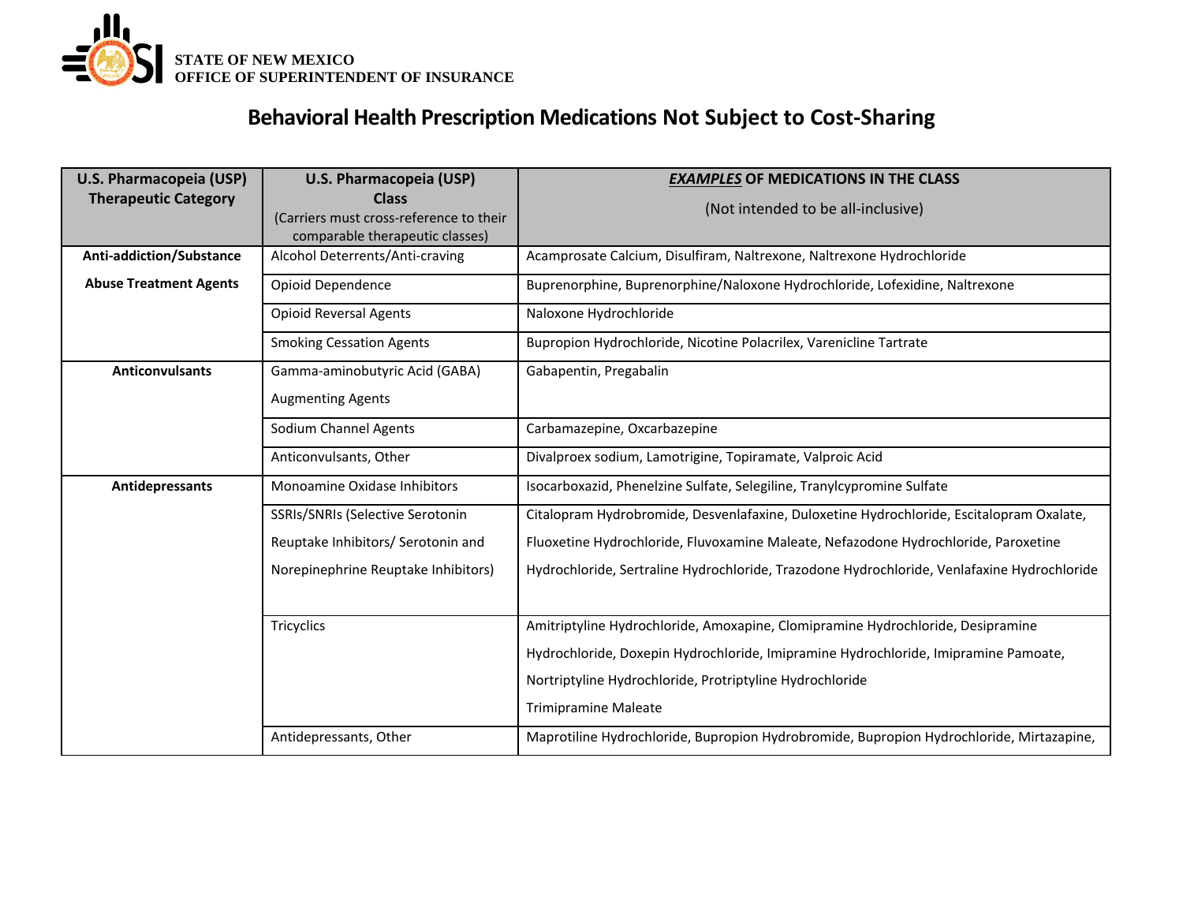STATE OF NEW MEXICO
OFFICE OF SUPERINTENDENT OF INSURANCE

# Behavioral Health Prescription Medications Not Subject to Cost-Sharing

| U.S. Pharmacopeia (USP) Therapeutic Category | U.S. Pharmacopeia (USP) Class (Carriers must cross-reference to their comparable therapeutic classes) | ***EXAMPLES*** OF MEDICATIONS IN THE CLASS (Not intended to be all-inclusive) |
|---|---|---|
| **Anti-addiction/Substance Abuse Treatment Agents** | Alcohol Deterrents/Anti-craving | Acamprosate Calcium, Disulfiram, Naltrexone, Naltrexone Hydrochloride |
| | Opioid Dependence | Buprenorphine, Buprenorphine/Naloxone Hydrochloride, Lofexidine, Naltrexone |
| | Opioid Reversal Agents | Naloxone Hydrochloride |
| | Smoking Cessation Agents | Bupropion Hydrochloride, Nicotine Polacrilex, Varenicline Tartrate |
| **Anticonvulsants** | Gamma-aminobutyric Acid (GABA) Augmenting Agents | Gabapentin, Pregabalin |
| | Sodium Channel Agents | Carbamazepine, Oxcarbazepine |
| | Anticonvulsants, Other | Divalproex sodium, Lamotrigine, Topiramate, Valproic Acid |
| **Antidepressants** | Monoamine Oxidase Inhibitors | Isocarboxazid, Phenelzine Sulfate, Selegiline, Tranylcypromine Sulfate |
| | SSRIs/SNRIs (Selective Serotonin Reuptake Inhibitors/ Serotonin and Norepinephrine Reuptake Inhibitors) | Citalopram Hydrobromide, Desvenlafaxine, Duloxetine Hydrochloride, Escitalopram Oxalate, Fluoxetine Hydrochloride, Fluvoxamine Maleate, Nefazodone Hydrochloride, Paroxetine Hydrochloride, Sertraline Hydrochloride, Trazodone Hydrochloride, Venlafaxine Hydrochloride |
| | Tricyclics | Amitriptyline Hydrochloride, Amoxapine, Clomipramine Hydrochloride, Desipramine Hydrochloride, Doxepin Hydrochloride, Imipramine Hydrochloride, Imipramine Pamoate, Nortriptyline Hydrochloride, Protriptyline Hydrochloride Trimipramine Maleate |
| | Antidepressants, Other | Maprotiline Hydrochloride, Bupropion Hydrobromide, Bupropion Hydrochloride, Mirtazapine, |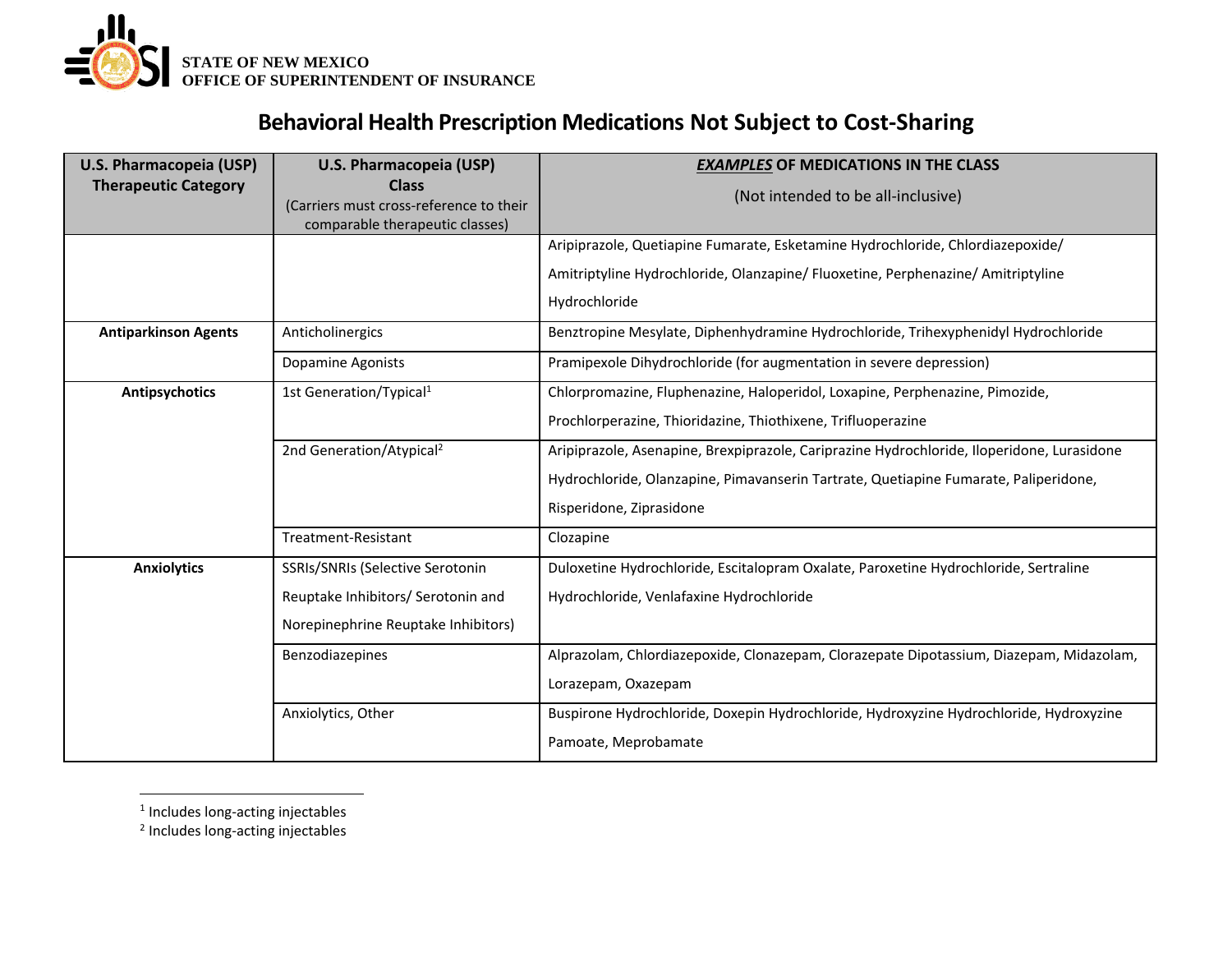**STATE OF NEW MEXICO**
**OFFICE OF SUPERINTENDENT OF INSURANCE**

# Behavioral Health Prescription Medications Not Subject to Cost-Sharing

| U.S. Pharmacopeia (USP) Therapeutic Category | U.S. Pharmacopeia (USP) Class (Carriers must cross-reference to their comparable therapeutic classes) | *EXAMPLES* OF MEDICATIONS IN THE CLASS (Not intended to be all-inclusive) |
|---|---|---|
| | | Aripiprazole, Quetiapine Fumarate, Esketamine Hydrochloride, Chlordiazepoxide/ Amitriptyline Hydrochloride, Olanzapine/ Fluoxetine, Perphenazine/ Amitriptyline Hydrochloride |
| **Antiparkinson Agents** | Anticholinergics | Benztropine Mesylate, Diphenhydramine Hydrochloride, Trihexyphenidyl Hydrochloride |
| | Dopamine Agonists | Pramipexole Dihydrochloride (for augmentation in severe depression) |
| **Antipsychotics** | 1st Generation/Typical[1] | Chlorpromazine, Fluphenazine, Haloperidol, Loxapine, Perphenazine, Pimozide, Prochlorperazine, Thioridazine, Thiothixene, Trifluoperazine |
| | 2nd Generation/Atypical[2] | Aripiprazole, Asenapine, Brexpiprazole, Cariprazine Hydrochloride, Iloperidone, Lurasidone Hydrochloride, Olanzapine, Pimavanserin Tartrate, Quetiapine Fumarate, Paliperidone, Risperidone, Ziprasidone |
| | Treatment-Resistant | Clozapine |
| **Anxiolytics** | SSRIs/SNRIs (Selective Serotonin Reuptake Inhibitors/ Serotonin and Norepinephrine Reuptake Inhibitors) | Duloxetine Hydrochloride, Escitalopram Oxalate, Paroxetine Hydrochloride, Sertraline Hydrochloride, Venlafaxine Hydrochloride |
| | Benzodiazepines | Alprazolam, Chlordiazepoxide, Clonazepam, Clorazepate Dipotassium, Diazepam, Midazolam, Lorazepam, Oxazepam |
| | Anxiolytics, Other | Buspirone Hydrochloride, Doxepin Hydrochloride, Hydroxyzine Hydrochloride, Hydroxyzine Pamoate, Meprobamate |

[1] Includes long-acting injectables
[2] Includes long-acting injectables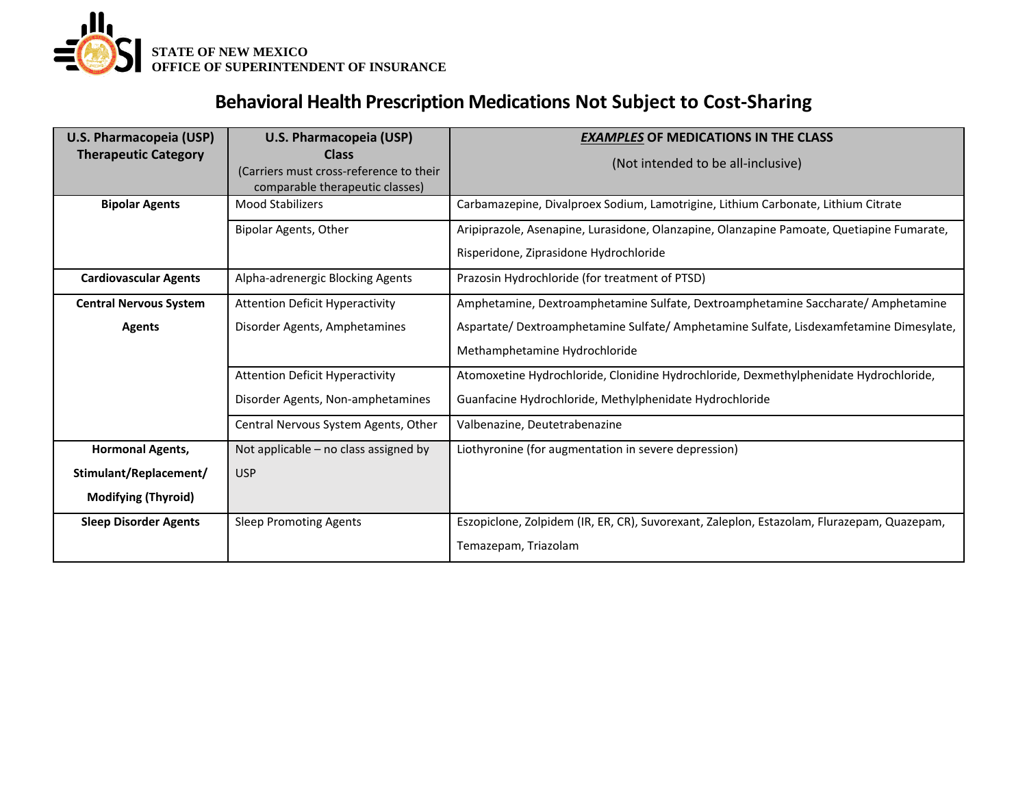STATE OF NEW MEXICO
OFFICE OF SUPERINTENDENT OF INSURANCE

# Behavioral Health Prescription Medications Not Subject to Cost-Sharing

| U.S. Pharmacopeia (USP) Therapeutic Category | U.S. Pharmacopeia (USP) Class (Carriers must cross-reference to their comparable therapeutic classes) | ***EXAMPLES*** OF MEDICATIONS IN THE CLASS (Not intended to be all-inclusive) |
|---|---|---|
| **Bipolar Agents** | Mood Stabilizers | Carbamazepine, Divalproex Sodium, Lamotrigine, Lithium Carbonate, Lithium Citrate |
| | Bipolar Agents, Other | Aripiprazole, Asenapine, Lurasidone, Olanzapine, Olanzapine Pamoate, Quetiapine Fumarate, Risperidone, Ziprasidone Hydrochloride |
| **Cardiovascular Agents** | Alpha-adrenergic Blocking Agents | Prazosin Hydrochloride (for treatment of PTSD) |
| **Central Nervous System Agents** | Attention Deficit Hyperactivity Disorder Agents, Amphetamines | Amphetamine, Dextroamphetamine Sulfate, Dextroamphetamine Saccharate/ Amphetamine Aspartate/ Dextroamphetamine Sulfate/ Amphetamine Sulfate, Lisdexamfetamine Dimesylate, Methamphetamine Hydrochloride |
| | Attention Deficit Hyperactivity Disorder Agents, Non-amphetamines | Atomoxetine Hydrochloride, Clonidine Hydrochloride, Dexmethylphenidate Hydrochloride, Guanfacine Hydrochloride, Methylphenidate Hydrochloride |
| | Central Nervous System Agents, Other | Valbenazine, Deutetrabenazine |
| **Hormonal Agents, Stimulant/Replacement/ Modifying (Thyroid)** | Not applicable – no class assigned by USP | Liothyronine (for augmentation in severe depression) |
| **Sleep Disorder Agents** | Sleep Promoting Agents | Eszopiclone, Zolpidem (IR, ER, CR), Suvorexant, Zaleplon, Estazolam, Flurazepam, Quazepam, Temazepam, Triazolam |